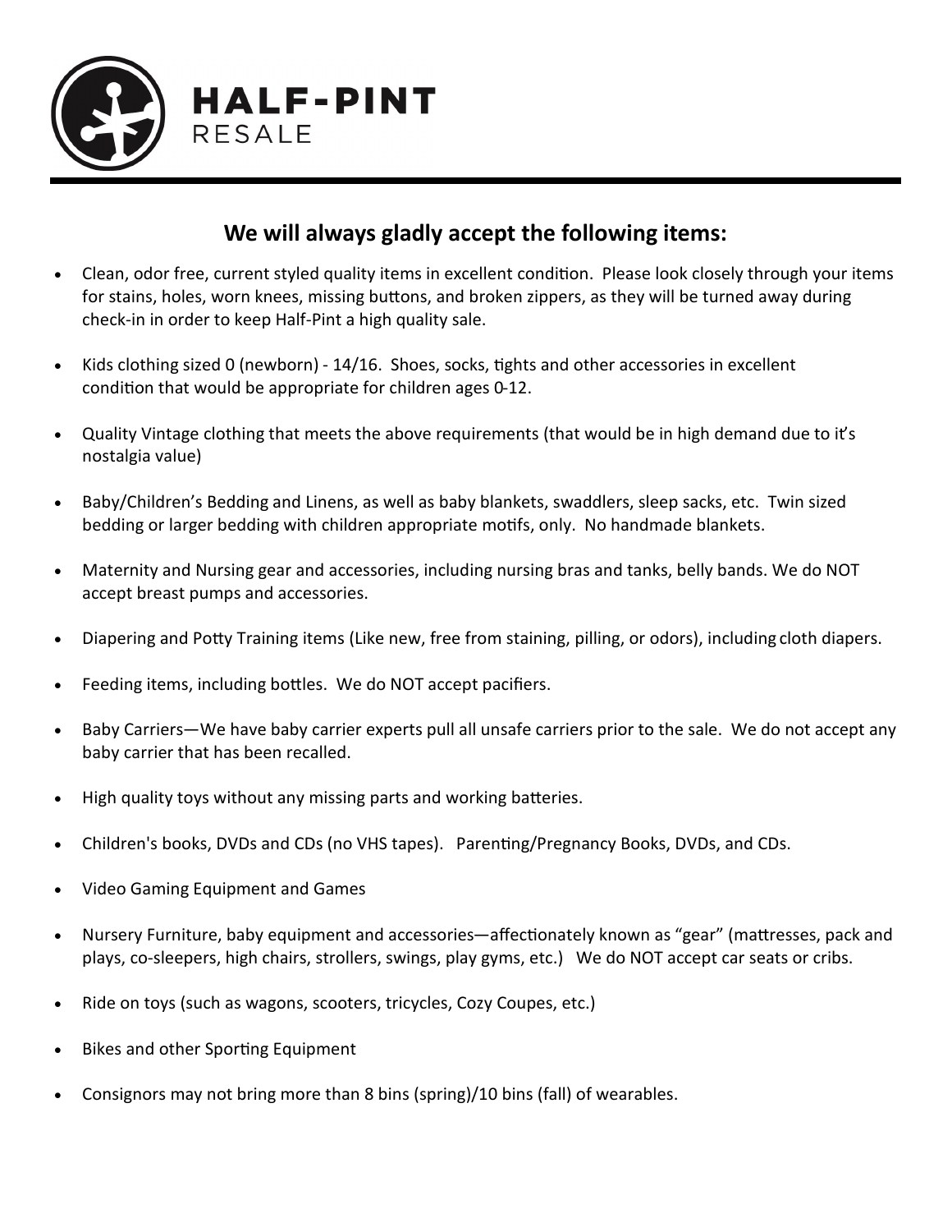# HALF-PINT
RESALE

## We will always gladly accept the following items:

- Clean, odor free, current styled quality items in excellent condition. Please look closely through your items for stains, holes, worn knees, missing buttons, and broken zippers, as they will be turned away during check-in in order to keep Half-Pint a high quality sale.
- Kids clothing sized 0 (newborn) - 14/16. Shoes, socks, tights and other accessories in excellent condition that would be appropriate for children ages 0-12.
- Quality Vintage clothing that meets the above requirements (that would be in high demand due to it's nostalgia value)
- Baby/Children's Bedding and Linens, as well as baby blankets, swaddlers, sleep sacks, etc. Twin sized bedding or larger bedding with children appropriate motifs, only. No handmade blankets.
- Maternity and Nursing gear and accessories, including nursing bras and tanks, belly bands. We do NOT accept breast pumps and accessories.
- Diapering and Potty Training items (Like new, free from staining, pilling, or odors), including cloth diapers.
- Feeding items, including bottles. We do NOT accept pacifiers.
- Baby Carriers—We have baby carrier experts pull all unsafe carriers prior to the sale. We do not accept any baby carrier that has been recalled.
- High quality toys without any missing parts and working batteries.
- Children's books, DVDs and CDs (no VHS tapes). Parenting/Pregnancy Books, DVDs, and CDs.
- Video Gaming Equipment and Games
- Nursery Furniture, baby equipment and accessories—affectionately known as "gear" (mattresses, pack and plays, co-sleepers, high chairs, strollers, swings, play gyms, etc.) We do NOT accept car seats or cribs.
- Ride on toys (such as wagons, scooters, tricycles, Cozy Coupes, etc.)
- Bikes and other Sporting Equipment
- Consignors may not bring more than 8 bins (spring)/10 bins (fall) of wearables.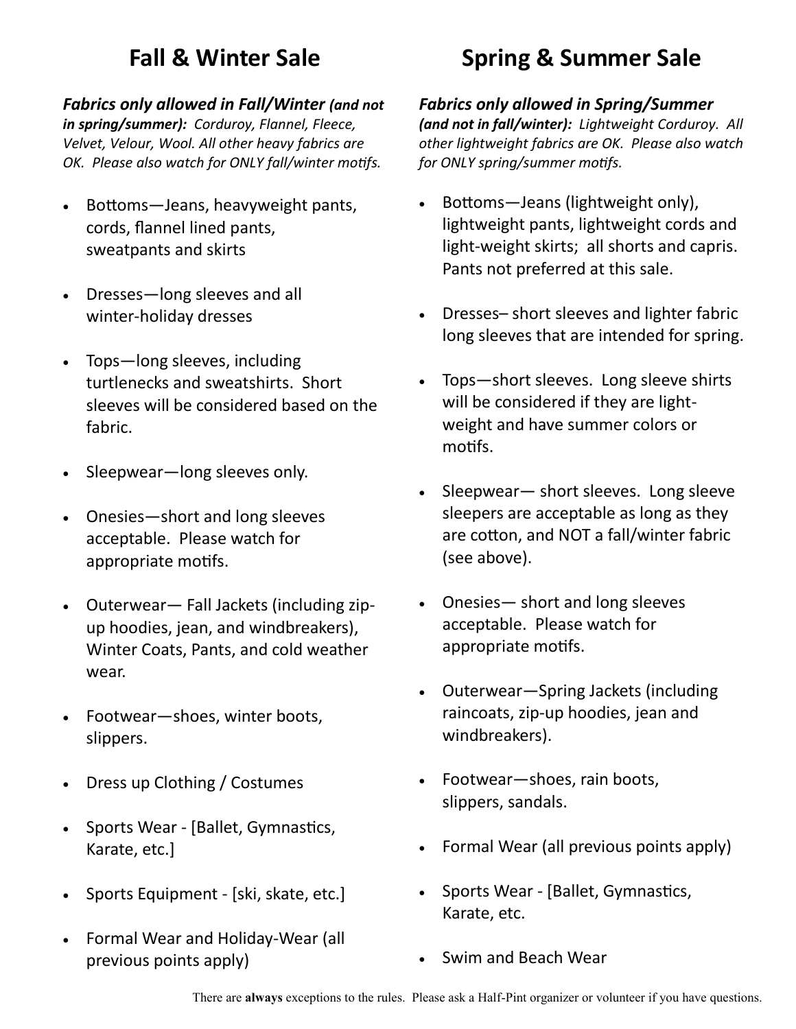## Fall & Winter Sale

***Fabrics only allowed in Fall/Winter** (and not in spring/summer): Corduroy, Flannel, Fleece, Velvet, Velour, Wool. All other heavy fabrics are OK. Please also watch for ONLY fall/winter motifs.*

- Bottoms—Jeans, heavyweight pants, cords, flannel lined pants, sweatpants and skirts
- Dresses—long sleeves and all winter-holiday dresses
- Tops—long sleeves, including turtlenecks and sweatshirts. Short sleeves will be considered based on the fabric.
- Sleepwear—long sleeves only.
- Onesies—short and long sleeves acceptable. Please watch for appropriate motifs.
- Outerwear— Fall Jackets (including zip-up hoodies, jean, and windbreakers), Winter Coats, Pants, and cold weather wear.
- Footwear—shoes, winter boots, slippers.
- Dress up Clothing / Costumes
- Sports Wear - [Ballet, Gymnastics, Karate, etc.]
- Sports Equipment - [ski, skate, etc.]
- Formal Wear and Holiday-Wear (all previous points apply)

## Spring & Summer Sale

***Fabrics only allowed in Spring/Summer** (and not in fall/winter): Lightweight Corduroy. All other lightweight fabrics are OK. Please also watch for ONLY spring/summer motifs.*

- Bottoms—Jeans (lightweight only), lightweight pants, lightweight cords and light-weight skirts; all shorts and capris. Pants not preferred at this sale.
- Dresses– short sleeves and lighter fabric long sleeves that are intended for spring.
- Tops—short sleeves. Long sleeve shirts will be considered if they are light-weight and have summer colors or motifs.
- Sleepwear— short sleeves. Long sleeve sleepers are acceptable as long as they are cotton, and NOT a fall/winter fabric (see above).
- Onesies— short and long sleeves acceptable. Please watch for appropriate motifs.
- Outerwear—Spring Jackets (including raincoats, zip-up hoodies, jean and windbreakers).
- Footwear—shoes, rain boots, slippers, sandals.
- Formal Wear (all previous points apply)
- Sports Wear - [Ballet, Gymnastics, Karate, etc.
- Swim and Beach Wear

There are **always** exceptions to the rules. Please ask a Half-Pint organizer or volunteer if you have questions.